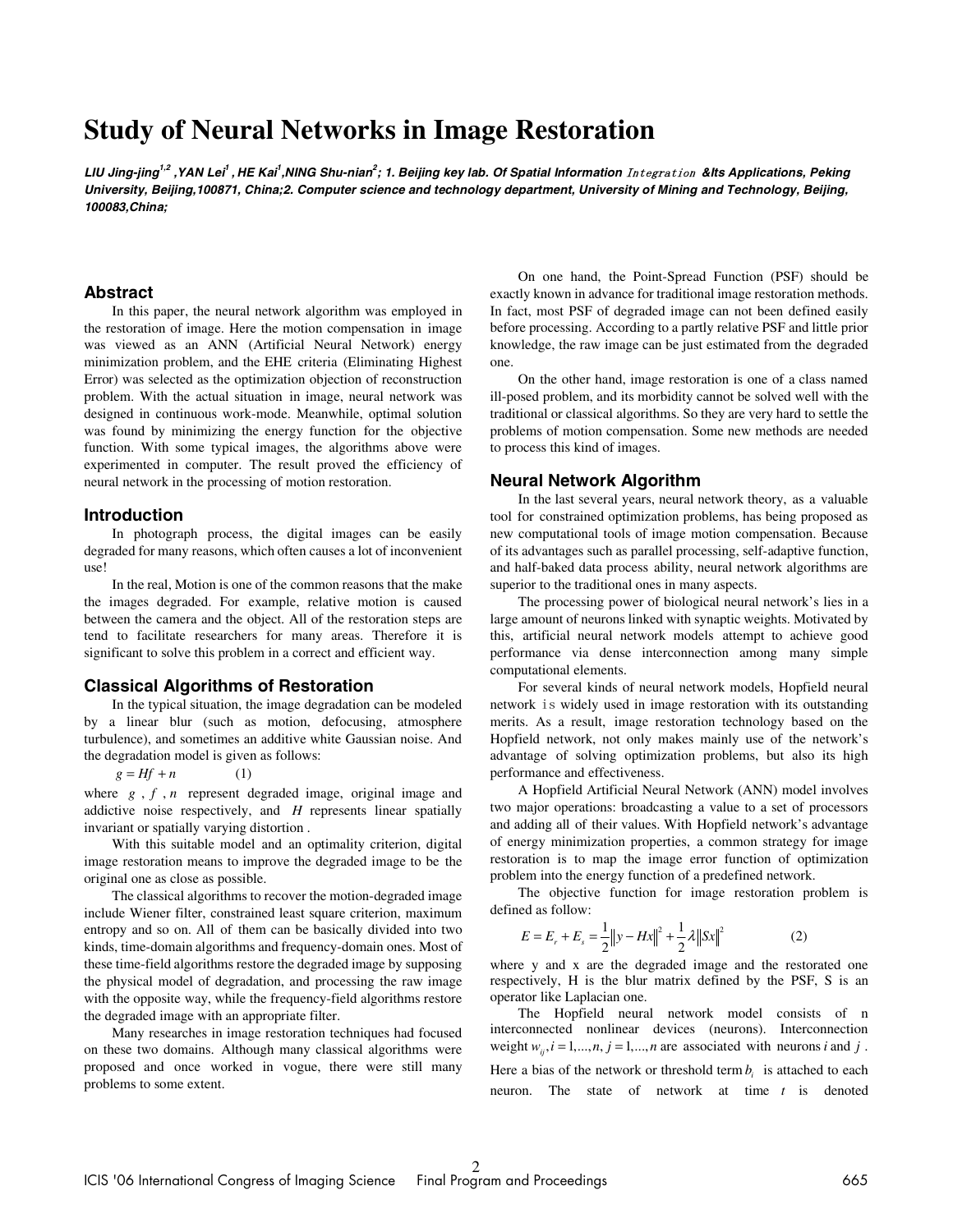# Study of Neural Networks in Image Restoration

***LIU Jing-jing[1,2], YAN Lei[1], HE Kai[1], NING Shu-nian[2]; 1. Beijing key lab. Of Spatial Information Integration &Its Applications, Peking University, Beijing, 100871, China; 2. Computer science and technology department, University of Mining and Technology, Beijing, 100083, China;***

## Abstract

In this paper, the neural network algorithm was employed in the restoration of image. Here the motion compensation in image was viewed as an ANN (Artificial Neural Network) energy minimization problem, and the EHE criteria (Eliminating Highest Error) was selected as the optimization objection of reconstruction problem. With the actual situation in image, neural network was designed in continuous work-mode. Meanwhile, optimal solution was found by minimizing the energy function for the objective function. With some typical images, the algorithms above were experimented in computer. The result proved the efficiency of neural network in the processing of motion restoration.

## Introduction

In photograph process, the digital images can be easily degraded for many reasons, which often causes a lot of inconvenient use!

In the real, Motion is one of the common reasons that the make the images degraded. For example, relative motion is caused between the camera and the object. All of the restoration steps are tend to facilitate researchers for many areas. Therefore it is significant to solve this problem in a correct and efficient way.

## Classical Algorithms of Restoration

In the typical situation, the image degradation can be modeled by a linear blur (such as motion, defocusing, atmosphere turbulence), and sometimes an additive white Gaussian noise. And the degradation model is given as follows:

$$g = Hf + n \qquad (1)$$

where $g$ , $f$ , $n$ represent degraded image, original image and addictive noise respectively, and $H$ represents linear spatially invariant or spatially varying distortion .

With this suitable model and an optimality criterion, digital image restoration means to improve the degraded image to be the original one as close as possible.

The classical algorithms to recover the motion-degraded image include Wiener filter, constrained least square criterion, maximum entropy and so on. All of them can be basically divided into two kinds, time-domain algorithms and frequency-domain ones. Most of these time-field algorithms restore the degraded image by supposing the physical model of degradation, and processing the raw image with the opposite way, while the frequency-field algorithms restore the degraded image with an appropriate filter.

Many researches in image restoration techniques had focused on these two domains. Although many classical algorithms were proposed and once worked in vogue, there were still many problems to some extent.

On one hand, the Point-Spread Function (PSF) should be exactly known in advance for traditional image restoration methods. In fact, most PSF of degraded image can not been defined easily before processing. According to a partly relative PSF and little prior knowledge, the raw image can be just estimated from the degraded one.

On the other hand, image restoration is one of a class named ill-posed problem, and its morbidity cannot be solved well with the traditional or classical algorithms. So they are very hard to settle the problems of motion compensation. Some new methods are needed to process this kind of images.

## Neural Network Algorithm

In the last several years, neural network theory, as a valuable tool for constrained optimization problems, has being proposed as new computational tools of image motion compensation. Because of its advantages such as parallel processing, self-adaptive function, and half-baked data process ability, neural network algorithms are superior to the traditional ones in many aspects.

The processing power of biological neural network's lies in a large amount of neurons linked with synaptic weights. Motivated by this, artificial neural network models attempt to achieve good performance via dense interconnection among many simple computational elements.

For several kinds of neural network models, Hopfield neural network is widely used in image restoration with its outstanding merits. As a result, image restoration technology based on the Hopfield network, not only makes mainly use of the network's advantage of solving optimization problems, but also its high performance and effectiveness.

A Hopfield Artificial Neural Network (ANN) model involves two major operations: broadcasting a value to a set of processors and adding all of their values. With Hopfield network's advantage of energy minimization properties, a common strategy for image restoration is to map the image error function of optimization problem into the energy function of a predefined network.

The objective function for image restoration problem is defined as follow:

$$E = E_r + E_s = \frac{1}{2}\|y - Hx\|^2 + \frac{1}{2}\lambda\|Sx\|^2 \qquad (2)$$

where y and x are the degraded image and the restorated one respectively, H is the blur matrix defined by the PSF, S is an operator like Laplacian one.

The Hopfield neural network model consists of n interconnected nonlinear devices (neurons). Interconnection weight $w_{ij}, i = 1,...,n, j = 1,...,n$ are associated with neurons $i$ and $j$ . Here a bias of the network or threshold term $b_i$ is attached to each neuron. The state of network at time $t$ is denoted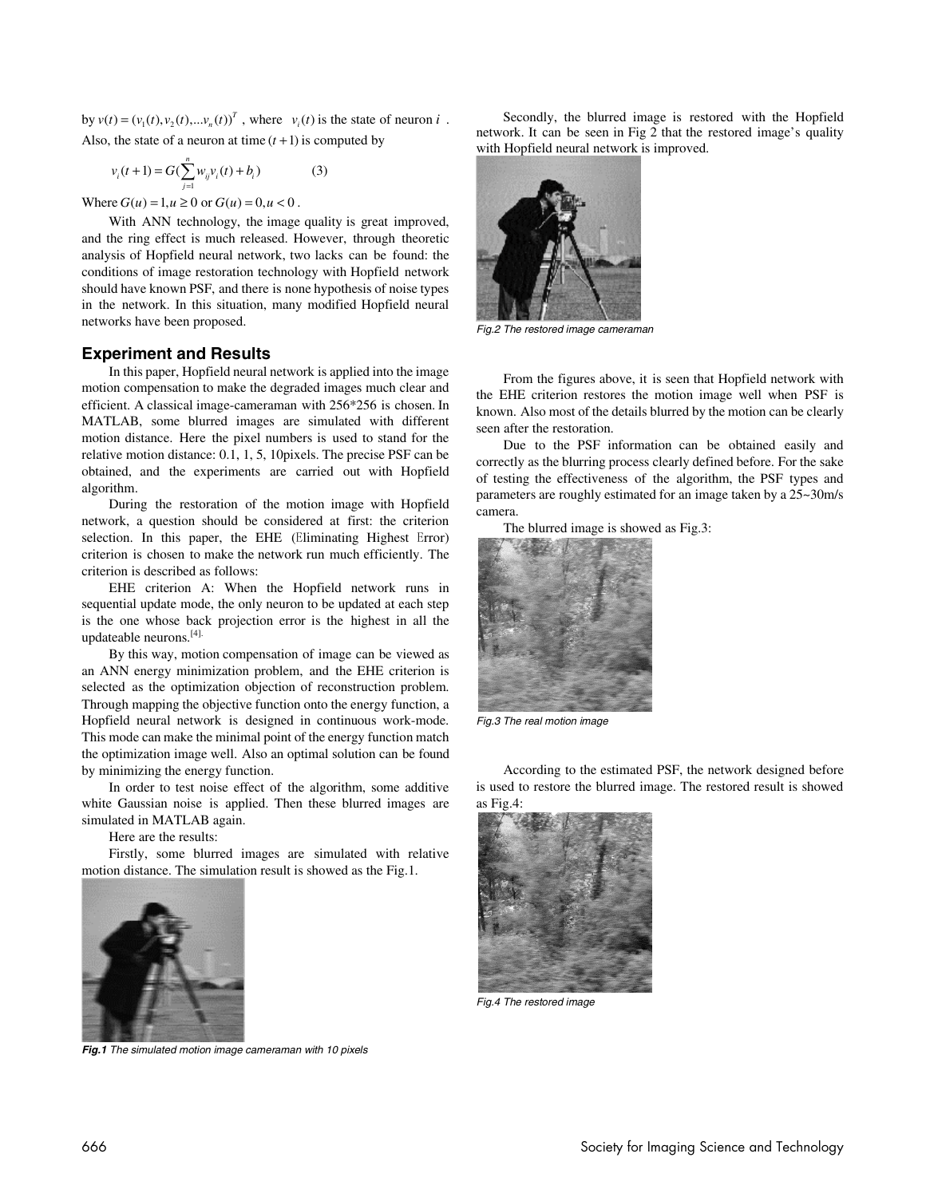by $v(t) = (v_1(t), v_2(t), ... v_n(t))^T$ , where $v_i(t)$ is the state of neuron $i$ . Also, the state of a neuron at time $(t+1)$ is computed by

$$v_i(t+1) = G(\sum_{j=1}^{n} w_{ij} v_i(t) + b_i) \qquad (3)$$

Where $G(u) = 1, u \geq 0$ or $G(u) = 0, u < 0$ .

With ANN technology, the image quality is great improved, and the ring effect is much released. However, through theoretic analysis of Hopfield neural network, two lacks can be found: the conditions of image restoration technology with Hopfield network should have known PSF, and there is none hypothesis of noise types in the network. In this situation, many modified Hopfield neural networks have been proposed.

## Experiment and Results

In this paper, Hopfield neural network is applied into the image motion compensation to make the degraded images much clear and efficient. A classical image-cameraman with 256*256 is chosen. In MATLAB, some blurred images are simulated with different motion distance. Here the pixel numbers is used to stand for the relative motion distance: 0.1, 1, 5, 10pixels. The precise PSF can be obtained, and the experiments are carried out with Hopfield algorithm.

During the restoration of the motion image with Hopfield network, a question should be considered at first: the criterion selection. In this paper, the EHE (Eliminating Highest Error) criterion is chosen to make the network run much efficiently. The criterion is described as follows:

EHE criterion A: When the Hopfield network runs in sequential update mode, the only neuron to be updated at each step is the one whose back projection error is the highest in all the updateable neurons.[4].

By this way, motion compensation of image can be viewed as an ANN energy minimization problem, and the EHE criterion is selected as the optimization objection of reconstruction problem. Through mapping the objective function onto the energy function, a Hopfield neural network is designed in continuous work-mode. This mode can make the minimal point of the energy function match the optimization image well. Also an optimal solution can be found by minimizing the energy function.

In order to test noise effect of the algorithm, some additive white Gaussian noise is applied. Then these blurred images are simulated in MATLAB again.

Here are the results:

Firstly, some blurred images are simulated with relative motion distance. The simulation result is showed as the Fig.1.

***Fig.1*** *The simulated motion image cameraman with 10 pixels*

Secondly, the blurred image is restored with the Hopfield network. It can be seen in Fig 2 that the restored image's quality with Hopfield neural network is improved.

*Fig.2 The restored image cameraman*

From the figures above, it is seen that Hopfield network with the EHE criterion restores the motion image well when PSF is known. Also most of the details blurred by the motion can be clearly seen after the restoration.

Due to the PSF information can be obtained easily and correctly as the blurring process clearly defined before. For the sake of testing the effectiveness of the algorithm, the PSF types and parameters are roughly estimated for an image taken by a 25~30m/s camera.

The blurred image is showed as Fig.3:

*Fig.3 The real motion image*

According to the estimated PSF, the network designed before is used to restore the blurred image. The restored result is showed as Fig.4:

*Fig.4 The restored image*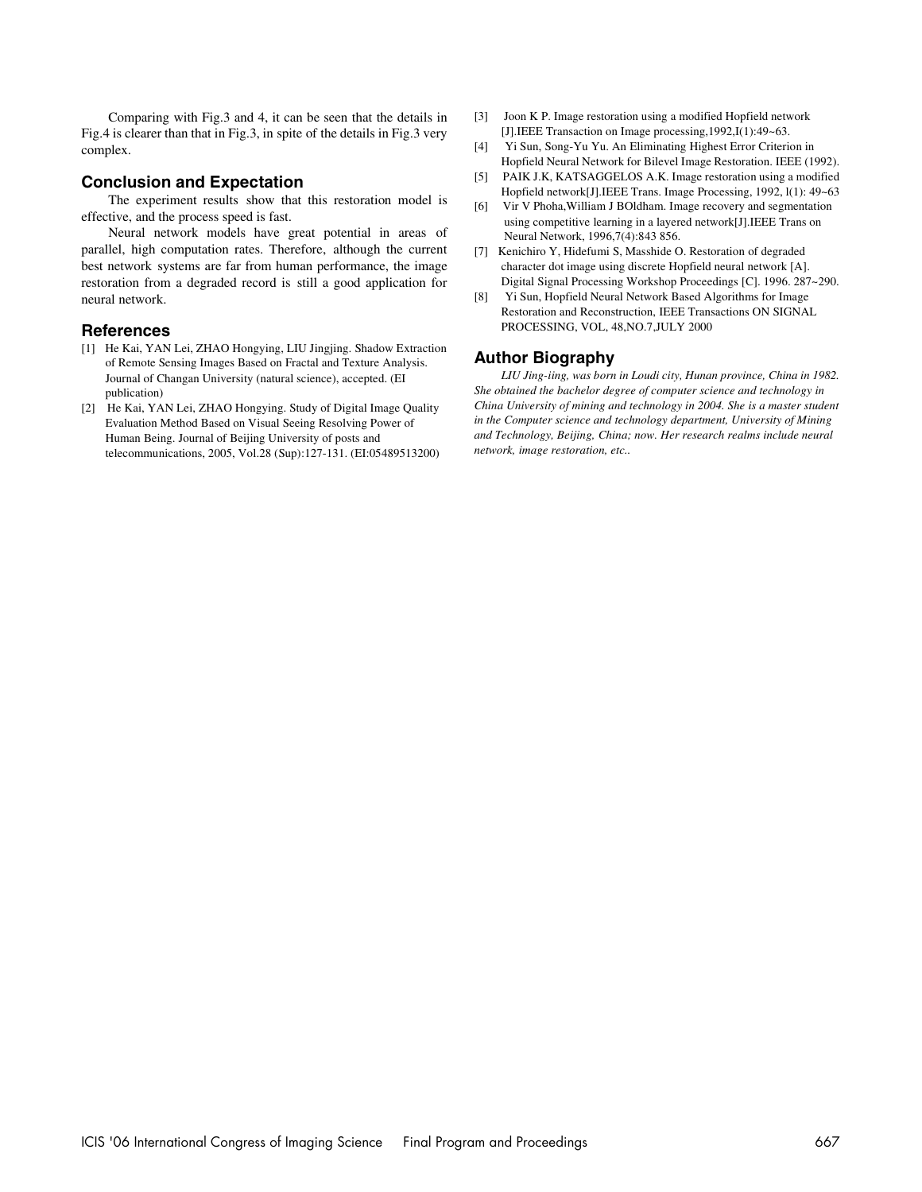Comparing with Fig.3 and 4, it can be seen that the details in Fig.4 is clearer than that in Fig.3, in spite of the details in Fig.3 very complex.

## Conclusion and Expectation

The experiment results show that this restoration model is effective, and the process speed is fast.

Neural network models have great potential in areas of parallel, high computation rates. Therefore, although the current best network systems are far from human performance, the image restoration from a degraded record is still a good application for neural network.

## References

[1] He Kai, YAN Lei, ZHAO Hongying, LIU Jingjing. Shadow Extraction of Remote Sensing Images Based on Fractal and Texture Analysis. Journal of Changan University (natural science), accepted. (EI publication)

[2] He Kai, YAN Lei, ZHAO Hongying. Study of Digital Image Quality Evaluation Method Based on Visual Seeing Resolving Power of Human Being. Journal of Beijing University of posts and telecommunications, 2005, Vol.28 (Sup):127-131. (EI:05489513200)

[3] Joon K P. Image restoration using a modified Hopfield network [J].IEEE Transaction on Image processing,1992,I(1):49~63.

[4] Yi Sun, Song-Yu Yu. An Eliminating Highest Error Criterion in Hopfield Neural Network for Bilevel Image Restoration. IEEE (1992).

[5] PAIK J.K, KATSAGGELOS A.K. Image restoration using a modified Hopfield network[J].IEEE Trans. Image Processing, 1992, l(1): 49~63

[6] Vir V Phoha,William J BOldham. Image recovery and segmentation using competitive learning in a layered network[J].IEEE Trans on Neural Network, 1996,7(4):843 856.

[7] Kenichiro Y, Hidefumi S, Masshide O. Restoration of degraded character dot image using discrete Hopfield neural network [A]. Digital Signal Processing Workshop Proceedings [C]. 1996. 287~290.

[8] Yi Sun, Hopfield Neural Network Based Algorithms for Image Restoration and Reconstruction, IEEE Transactions ON SIGNAL PROCESSING, VOL, 48,NO.7,JULY 2000

## Author Biography

*LIU Jing-iing, was born in Loudi city, Hunan province, China in 1982. She obtained the bachelor degree of computer science and technology in China University of mining and technology in 2004. She is a master student in the Computer science and technology department, University of Mining and Technology, Beijing, China; now. Her research realms include neural network, image restoration, etc..*